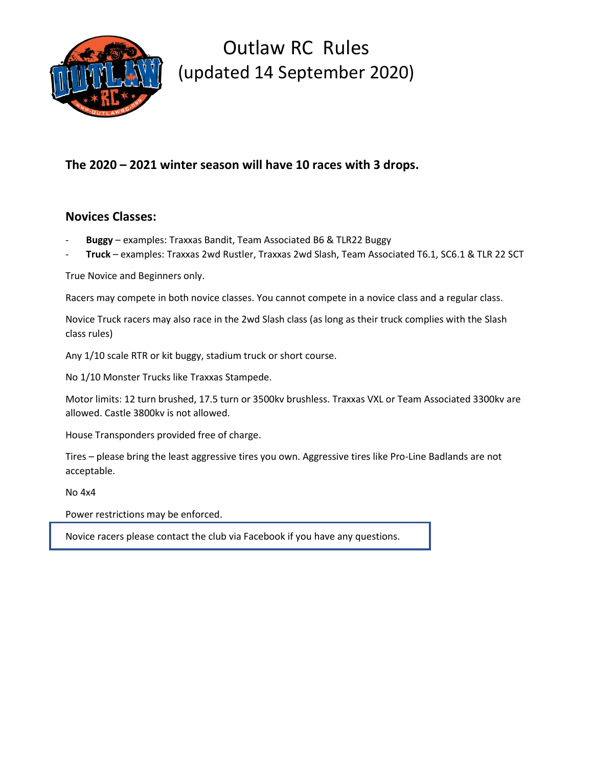# Outlaw RC Rules
# (updated 14 September 2020)

**The 2020 – 2021 winter season will have 10 races with 3 drops.**

## Novices Classes:

- **Buggy** – examples: Traxxas Bandit, Team Associated B6 & TLR22 Buggy
- **Truck** – examples: Traxxas 2wd Rustler, Traxxas 2wd Slash, Team Associated T6.1, SC6.1 & TLR 22 SCT

True Novice and Beginners only.

Racers may compete in both novice classes. You cannot compete in a novice class and a regular class.

Novice Truck racers may also race in the 2wd Slash class (as long as their truck complies with the Slash class rules)

Any 1/10 scale RTR or kit buggy, stadium truck or short course.

No 1/10 Monster Trucks like Traxxas Stampede.

Motor limits: 12 turn brushed, 17.5 turn or 3500kv brushless. Traxxas VXL or Team Associated 3300kv are allowed. Castle 3800kv is not allowed.

House Transponders provided free of charge.

Tires – please bring the least aggressive tires you own. Aggressive tires like Pro-Line Badlands are not acceptable.

No 4x4

Power restrictions may be enforced.

Novice racers please contact the club via Facebook if you have any questions.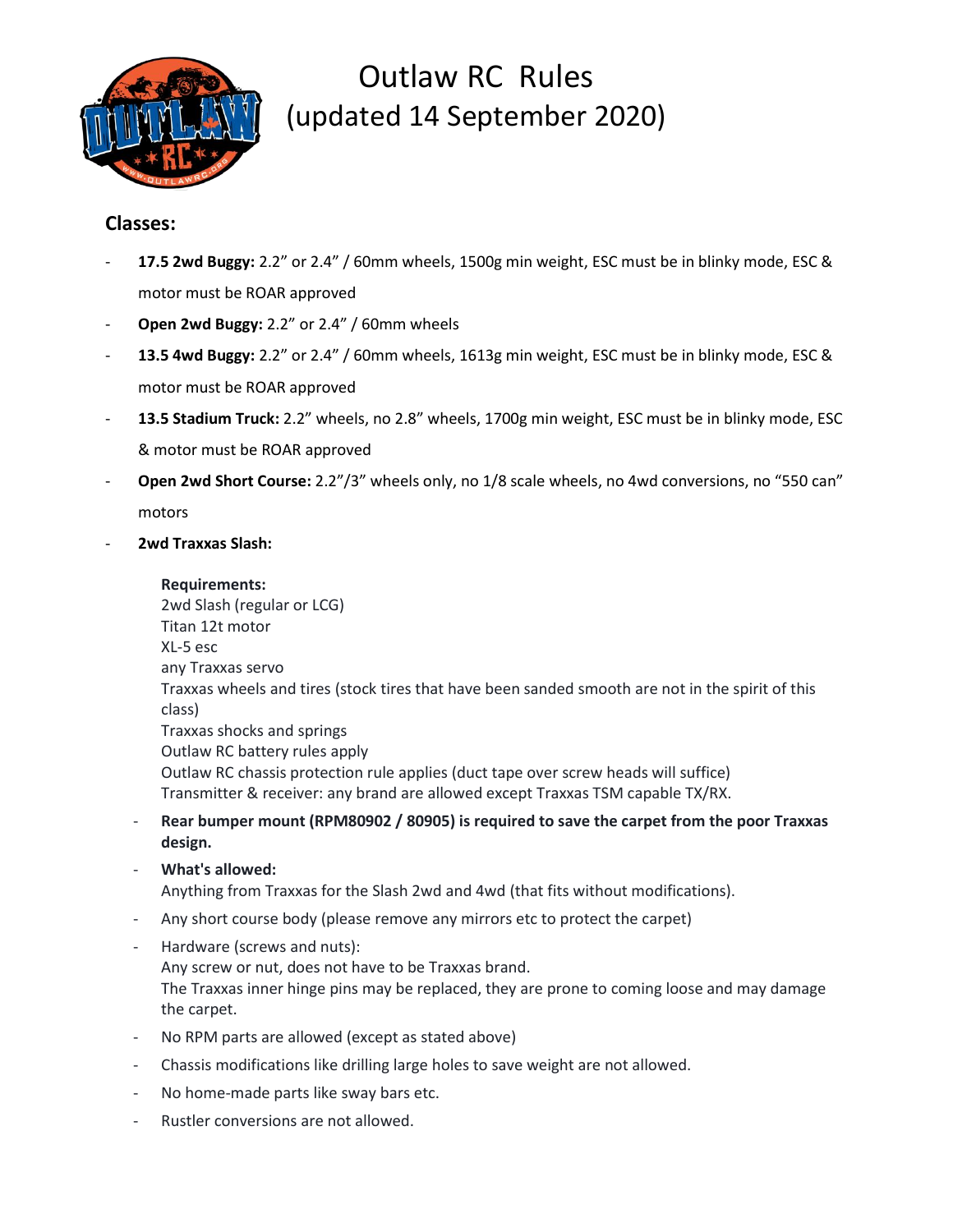# Outlaw RC Rules
# (updated 14 September 2020)

## Classes:

- **17.5 2wd Buggy:** 2.2" or 2.4" / 60mm wheels, 1500g min weight, ESC must be in blinky mode, ESC & motor must be ROAR approved
- **Open 2wd Buggy:** 2.2" or 2.4" / 60mm wheels
- **13.5 4wd Buggy:** 2.2" or 2.4" / 60mm wheels, 1613g min weight, ESC must be in blinky mode, ESC & motor must be ROAR approved
- **13.5 Stadium Truck:** 2.2" wheels, no 2.8" wheels, 1700g min weight, ESC must be in blinky mode, ESC & motor must be ROAR approved
- **Open 2wd Short Course:** 2.2"/3" wheels only, no 1/8 scale wheels, no 4wd conversions, no "550 can" motors
- **2wd Traxxas Slash:**

  **Requirements:**
  2wd Slash (regular or LCG)
  Titan 12t motor
  XL-5 esc
  any Traxxas servo
  Traxxas wheels and tires (stock tires that have been sanded smooth are not in the spirit of this class)
  Traxxas shocks and springs
  Outlaw RC battery rules apply
  Outlaw RC chassis protection rule applies (duct tape over screw heads will suffice)
  Transmitter & receiver: any brand are allowed except Traxxas TSM capable TX/RX.

  - **Rear bumper mount (RPM80902 / 80905) is required to save the carpet from the poor Traxxas design.**
  - **What's allowed:**
    Anything from Traxxas for the Slash 2wd and 4wd (that fits without modifications).
  - Any short course body (please remove any mirrors etc to protect the carpet)
  - Hardware (screws and nuts):
    Any screw or nut, does not have to be Traxxas brand.
    The Traxxas inner hinge pins may be replaced, they are prone to coming loose and may damage the carpet.
  - No RPM parts are allowed (except as stated above)
  - Chassis modifications like drilling large holes to save weight are not allowed.
  - No home-made parts like sway bars etc.
  - Rustler conversions are not allowed.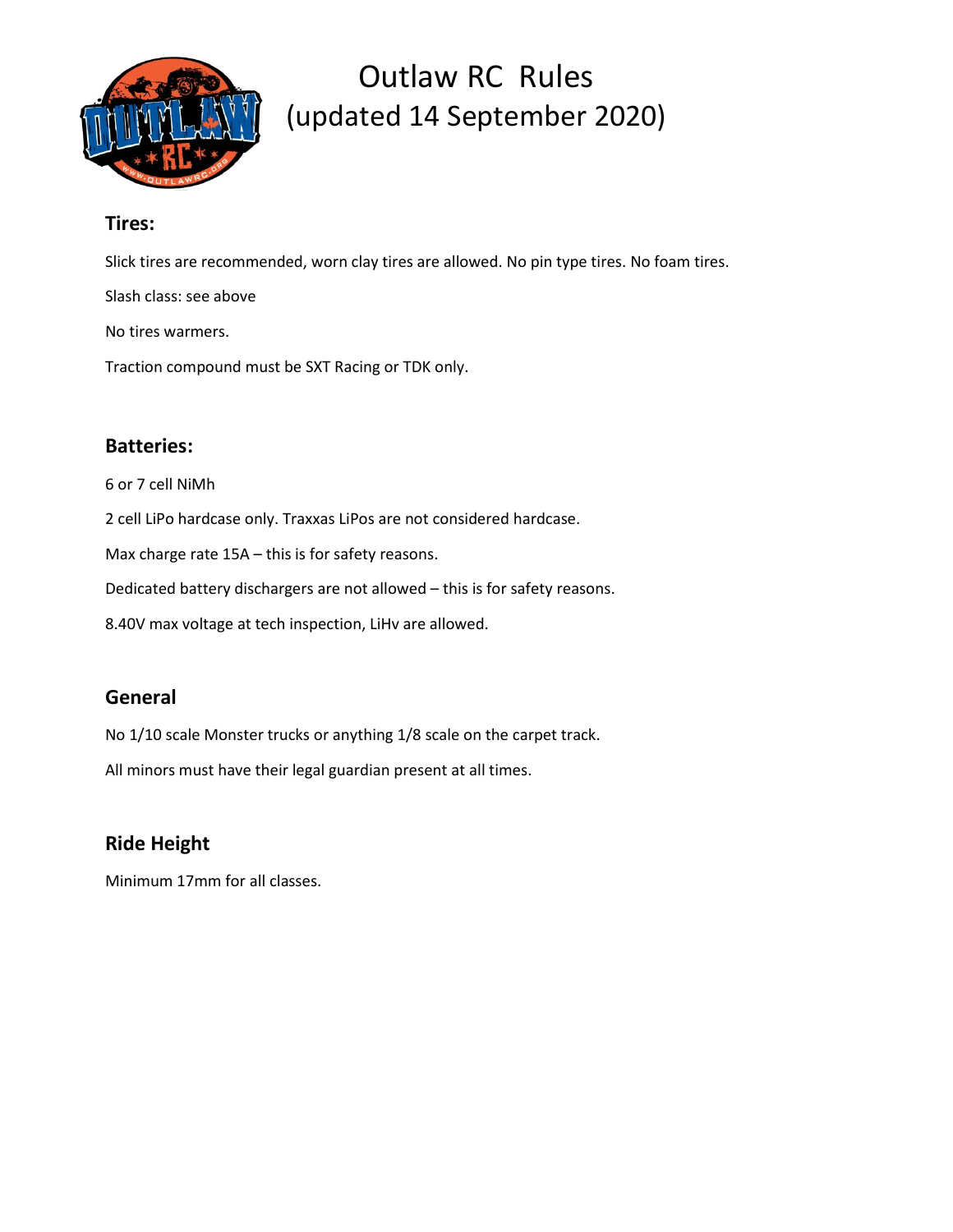# Outlaw RC Rules (updated 14 September 2020)

## Tires:

Slick tires are recommended, worn clay tires are allowed. No pin type tires. No foam tires.

Slash class: see above

No tires warmers.

Traction compound must be SXT Racing or TDK only.

## Batteries:

6 or 7 cell NiMh

2 cell LiPo hardcase only. Traxxas LiPos are not considered hardcase.

Max charge rate 15A – this is for safety reasons.

Dedicated battery dischargers are not allowed – this is for safety reasons.

8.40V max voltage at tech inspection, LiHv are allowed.

## General

No 1/10 scale Monster trucks or anything 1/8 scale on the carpet track.

All minors must have their legal guardian present at all times.

## Ride Height

Minimum 17mm for all classes.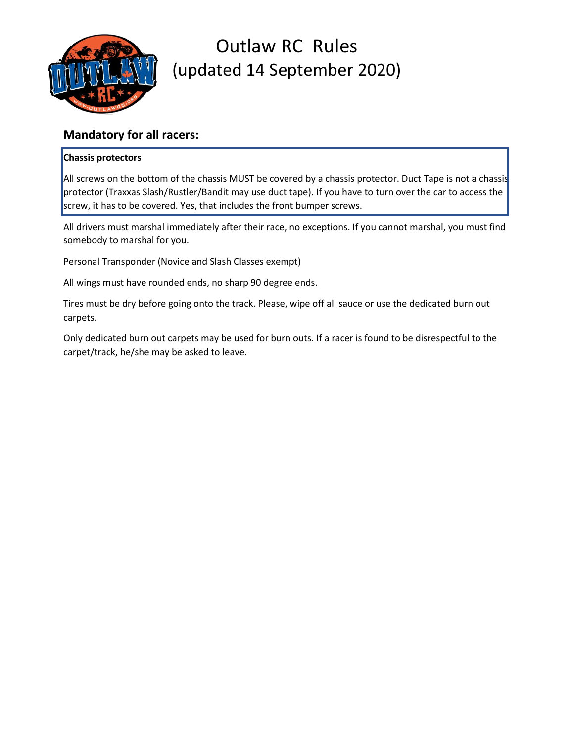# Outlaw RC Rules
(updated 14 September 2020)

## Mandatory for all racers:

**Chassis protectors**

All screws on the bottom of the chassis MUST be covered by a chassis protector. Duct Tape is not a chassis protector (Traxxas Slash/Rustler/Bandit may use duct tape). If you have to turn over the car to access the screw, it has to be covered. Yes, that includes the front bumper screws.

All drivers must marshal immediately after their race, no exceptions. If you cannot marshal, you must find somebody to marshal for you.

Personal Transponder (Novice and Slash Classes exempt)

All wings must have rounded ends, no sharp 90 degree ends.

Tires must be dry before going onto the track. Please, wipe off all sauce or use the dedicated burn out carpets.

Only dedicated burn out carpets may be used for burn outs. If a racer is found to be disrespectful to the carpet/track, he/she may be asked to leave.